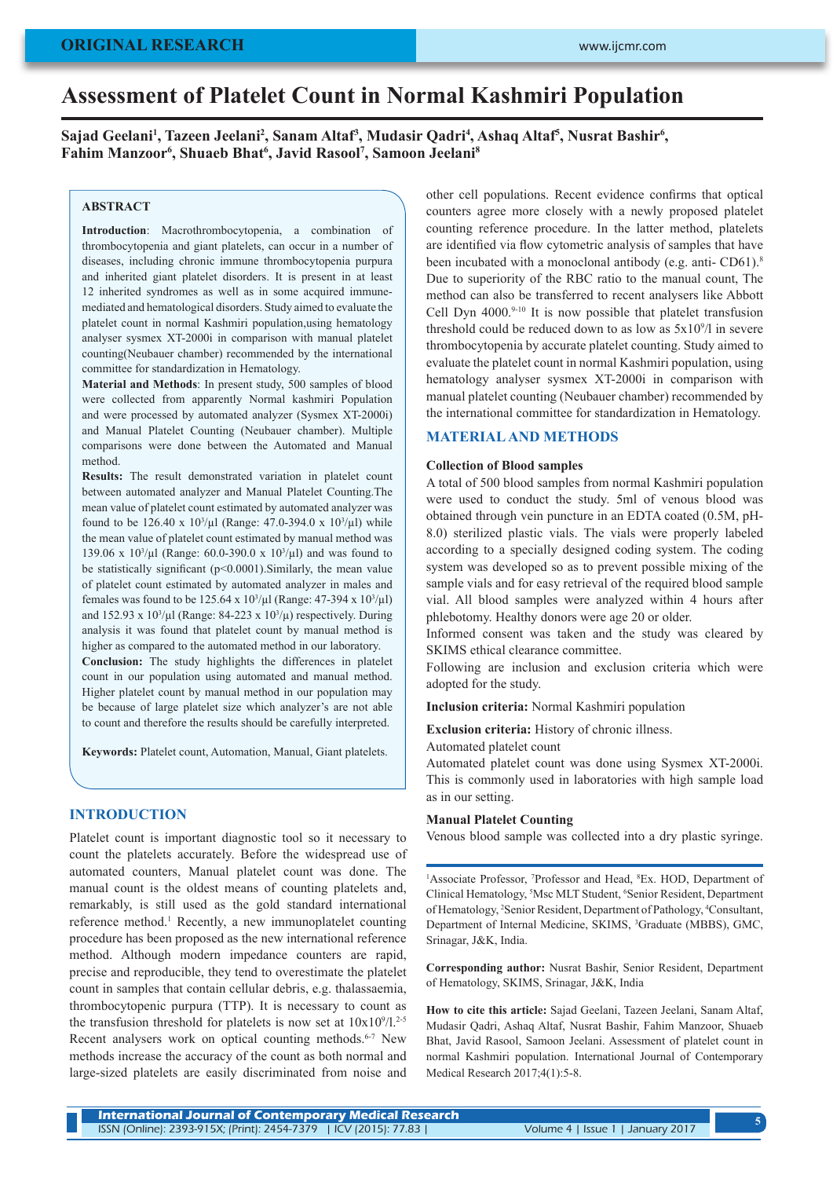# Assessment of Platelet Count in Normal Kashmiri Population

**Sajad Geelani[1], Tazeen Jeelani[2], Sanam Altaf[3], Mudasir Qadri[4], Ashaq Altaf[5], Nusrat Bashir[6], Fahim Manzoor[6], Shuaeb Bhat[6], Javid Rasool[7], Samoon Jeelani[8]**

## ABSTRACT

**Introduction**: Macrothrombocytopenia, a combination of thrombocytopenia and giant platelets, can occur in a number of diseases, including chronic immune thrombocytopenia purpura and inherited giant platelet disorders. It is present in at least 12 inherited syndromes as well as in some acquired immune-mediated and hematological disorders. Study aimed to evaluate the platelet count in normal Kashmiri population,using hematology analyser sysmex XT-2000i in comparison with manual platelet counting(Neubauer chamber) recommended by the international committee for standardization in Hematology.

**Material and Methods**: In present study, 500 samples of blood were collected from apparently Normal kashmiri Population and were processed by automated analyzer (Sysmex XT-2000i) and Manual Platelet Counting (Neubauer chamber). Multiple comparisons were done between the Automated and Manual method.

**Results:** The result demonstrated variation in platelet count between automated analyzer and Manual Platelet Counting.The mean value of platelet count estimated by automated analyzer was found to be 126.40 x $10^3$/µl (Range: 47.0-394.0 x $10^3$/µl) while the mean value of platelet count estimated by manual method was 139.06 x $10^3$/µl (Range: 60.0-390.0 x $10^3$/µl) and was found to be statistically significant ($p<0.0001$).Similarly, the mean value of platelet count estimated by automated analyzer in males and females was found to be 125.64 x $10^3$/µl (Range: 47-394 x $10^3$/µl) and 152.93 x $10^3$/µl (Range: 84-223 x $10^3$/µ) respectively. During analysis it was found that platelet count by manual method is higher as compared to the automated method in our laboratory.

**Conclusion:** The study highlights the differences in platelet count in our population using automated and manual method. Higher platelet count by manual method in our population may be because of large platelet size which analyzer's are not able to count and therefore the results should be carefully interpreted.

**Keywords:** Platelet count, Automation, Manual, Giant platelets.

## INTRODUCTION

Platelet count is important diagnostic tool so it necessary to count the platelets accurately. Before the widespread use of automated counters, Manual platelet count was done. The manual count is the oldest means of counting platelets and, remarkably, is still used as the gold standard international reference method.[1] Recently, a new immunoplatelet counting procedure has been proposed as the new international reference method. Although modern impedance counters are rapid, precise and reproducible, they tend to overestimate the platelet count in samples that contain cellular debris, e.g. thalassaemia, thrombocytopenic purpura (TTP). It is necessary to count as the transfusion threshold for platelets is now set at $10x10^9$/l.[2-5] Recent analysers work on optical counting methods.[6-7] New methods increase the accuracy of the count as both normal and large-sized platelets are easily discriminated from noise and other cell populations. Recent evidence confirms that optical counters agree more closely with a newly proposed platelet counting reference procedure. In the latter method, platelets are identified via flow cytometric analysis of samples that have been incubated with a monoclonal antibody (e.g. anti- CD61).[8] Due to superiority of the RBC ratio to the manual count, The method can also be transferred to recent analysers like Abbott Cell Dyn 4000.[9-10] It is now possible that platelet transfusion threshold could be reduced down to as low as $5x10^9$/l in severe thrombocytopenia by accurate platelet counting. Study aimed to evaluate the platelet count in normal Kashmiri population, using hematology analyser sysmex XT-2000i in comparison with manual platelet counting (Neubauer chamber) recommended by the international committee for standardization in Hematology.

## MATERIAL AND METHODS

### Collection of Blood samples

A total of 500 blood samples from normal Kashmiri population were used to conduct the study. 5ml of venous blood was obtained through vein puncture in an EDTA coated (0.5M, pH-8.0) sterilized plastic vials. The vials were properly labeled according to a specially designed coding system. The coding system was developed so as to prevent possible mixing of the sample vials and for easy retrieval of the required blood sample vial. All blood samples were analyzed within 4 hours after phlebotomy. Healthy donors were age 20 or older.

Informed consent was taken and the study was cleared by SKIMS ethical clearance committee.

Following are inclusion and exclusion criteria which were adopted for the study.

**Inclusion criteria:** Normal Kashmiri population

**Exclusion criteria:** History of chronic illness.

Automated platelet count

Automated platelet count was done using Sysmex XT-2000i. This is commonly used in laboratories with high sample load as in our setting.

### Manual Platelet Counting

Venous blood sample was collected into a dry plastic syringe.

---

[1]Associate Professor, [7]Professor and Head, [8]Ex. HOD, Department of Clinical Hematology, [5]Msc MLT Student, [6]Senior Resident, Department of Hematology, [2]Senior Resident, Department of Pathology, [4]Consultant, Department of Internal Medicine, SKIMS, [3]Graduate (MBBS), GMC, Srinagar, J&K, India.

**Corresponding author:** Nusrat Bashir, Senior Resident, Department of Hematology, SKIMS, Srinagar, J&K, India

**How to cite this article:** Sajad Geelani, Tazeen Jeelani, Sanam Altaf, Mudasir Qadri, Ashaq Altaf, Nusrat Bashir, Fahim Manzoor, Shuaeb Bhat, Javid Rasool, Samoon Jeelani. Assessment of platelet count in normal Kashmiri population. International Journal of Contemporary Medical Research 2017;4(1):5-8.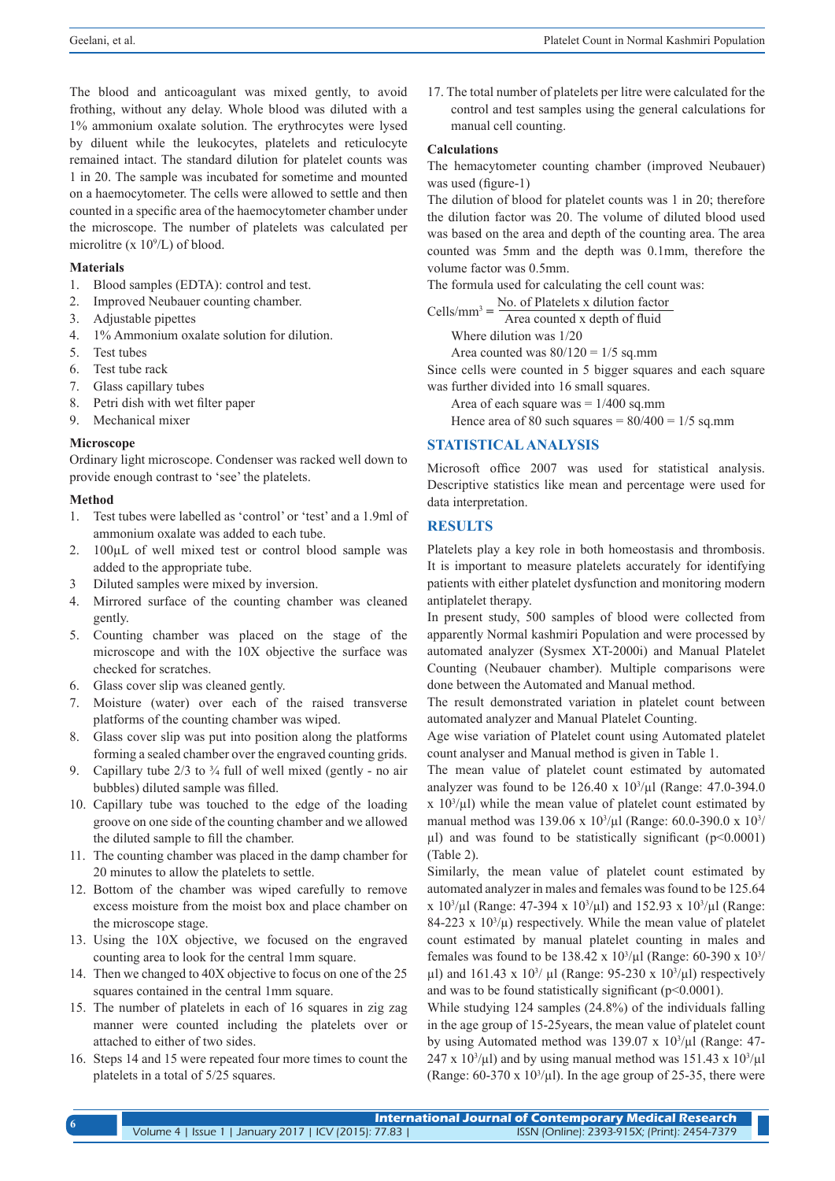The blood and anticoagulant was mixed gently, to avoid frothing, without any delay. Whole blood was diluted with a 1% ammonium oxalate solution. The erythrocytes were lysed by diluent while the leukocytes, platelets and reticulocyte remained intact. The standard dilution for platelet counts was 1 in 20. The sample was incubated for sometime and mounted on a haemocytometer. The cells were allowed to settle and then counted in a specific area of the haemocytometer chamber under the microscope. The number of platelets was calculated per microlitre (x $10^9$/L) of blood.

### Materials

1. Blood samples (EDTA): control and test.
2. Improved Neubauer counting chamber.
3. Adjustable pipettes
4. 1% Ammonium oxalate solution for dilution.
5. Test tubes
6. Test tube rack
7. Glass capillary tubes
8. Petri dish with wet filter paper
9. Mechanical mixer

### Microscope

Ordinary light microscope. Condenser was racked well down to provide enough contrast to 'see' the platelets.

### Method

1. Test tubes were labelled as 'control' or 'test' and a 1.9ml of ammonium oxalate was added to each tube.
2. 100μL of well mixed test or control blood sample was added to the appropriate tube.
3. Diluted samples were mixed by inversion.
4. Mirrored surface of the counting chamber was cleaned gently.
5. Counting chamber was placed on the stage of the microscope and with the 10X objective the surface was checked for scratches.
6. Glass cover slip was cleaned gently.
7. Moisture (water) over each of the raised transverse platforms of the counting chamber was wiped.
8. Glass cover slip was put into position along the platforms forming a sealed chamber over the engraved counting grids.
9. Capillary tube 2/3 to ¾ full of well mixed (gently - no air bubbles) diluted sample was filled.
10. Capillary tube was touched to the edge of the loading groove on one side of the counting chamber and we allowed the diluted sample to fill the chamber.
11. The counting chamber was placed in the damp chamber for 20 minutes to allow the platelets to settle.
12. Bottom of the chamber was wiped carefully to remove excess moisture from the moist box and place chamber on the microscope stage.
13. Using the 10X objective, we focused on the engraved counting area to look for the central 1mm square.
14. Then we changed to 40X objective to focus on one of the 25 squares contained in the central 1mm square.
15. The number of platelets in each of 16 squares in zig zag manner were counted including the platelets over or attached to either of two sides.
16. Steps 14 and 15 were repeated four more times to count the platelets in a total of 5/25 squares.
17. The total number of platelets per litre were calculated for the control and test samples using the general calculations for manual cell counting.

### Calculations

The hemacytometer counting chamber (improved Neubauer) was used (figure-1)

The dilution of blood for platelet counts was 1 in 20; therefore the dilution factor was 20. The volume of diluted blood used was based on the area and depth of the counting area. The area counted was 5mm and the depth was 0.1mm, therefore the volume factor was 0.5mm.

The formula used for calculating the cell count was:

$$\text{Cells/mm}^3 = \frac{\text{No. of Platelets x dilution factor}}{\text{Area counted x depth of fluid}}$$

Where dilution was 1/20

Area counted was 80/120 = 1/5 sq.mm

Since cells were counted in 5 bigger squares and each square was further divided into 16 small squares.

Area of each square was = 1/400 sq.mm

Hence area of 80 such squares = 80/400 = 1/5 sq.mm

## STATISTICAL ANALYSIS

Microsoft office 2007 was used for statistical analysis. Descriptive statistics like mean and percentage were used for data interpretation.

## RESULTS

Platelets play a key role in both homeostasis and thrombosis. It is important to measure platelets accurately for identifying patients with either platelet dysfunction and monitoring modern antiplatelet therapy.

In present study, 500 samples of blood were collected from apparently Normal kashmiri Population and were processed by automated analyzer (Sysmex XT-2000i) and Manual Platelet Counting (Neubauer chamber). Multiple comparisons were done between the Automated and Manual method.

The result demonstrated variation in platelet count between automated analyzer and Manual Platelet Counting.

Age wise variation of Platelet count using Automated platelet count analyser and Manual method is given in Table 1.

The mean value of platelet count estimated by automated analyzer was found to be 126.40 x $10^3$/μl (Range: 47.0-394.0 x $10^3$/μl) while the mean value of platelet count estimated by manual method was 139.06 x $10^3$/μl (Range: 60.0-390.0 x $10^3$/μl) and was found to be statistically significant ($p<0.0001$) (Table 2).

Similarly, the mean value of platelet count estimated by automated analyzer in males and females was found to be 125.64 x $10^3$/μl (Range: 47-394 x $10^3$/μl) and 152.93 x $10^3$/μl (Range: 84-223 x $10^3$/μ) respectively. While the mean value of platelet count estimated by manual platelet counting in males and females was found to be 138.42 x $10^3$/μl (Range: 60-390 x $10^3$/μl) and 161.43 x $10^3$/ μl (Range: 95-230 x $10^3$/μl) respectively and was to be found statistically significant ($p<0.0001$).

While studying 124 samples (24.8%) of the individuals falling in the age group of 15-25years, the mean value of platelet count by using Automated method was 139.07 x $10^3$/μl (Range: 47-247 x $10^3$/μl) and by using manual method was 151.43 x $10^3$/μl (Range: 60-370 x $10^3$/μl). In the age group of 25-35, there were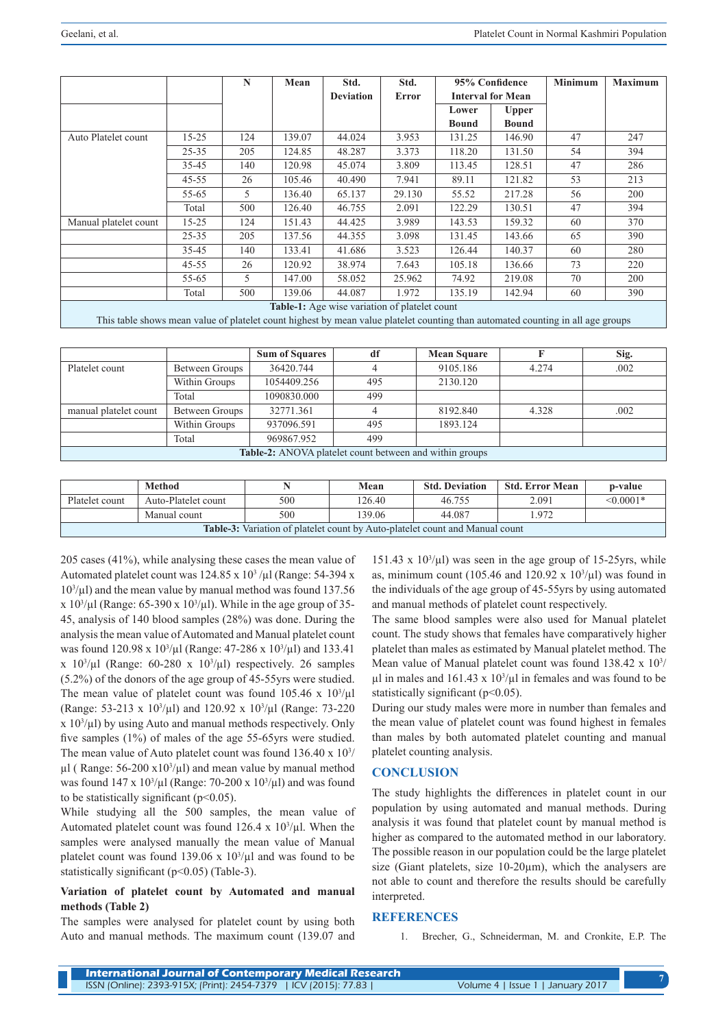|  |  | N | Mean | Std. Deviation | Std. Error | 95% Confidence Interval for Mean |  | Minimum | Maximum |
|---|---|---|---|---|---|---|---|---|---|
|  |  |  |  |  |  | Lower Bound | Upper Bound |  |  |
| Auto Platelet count | 15-25 | 124 | 139.07 | 44.024 | 3.953 | 131.25 | 146.90 | 47 | 247 |
|  | 25-35 | 205 | 124.85 | 48.287 | 3.373 | 118.20 | 131.50 | 54 | 394 |
|  | 35-45 | 140 | 120.98 | 45.074 | 3.809 | 113.45 | 128.51 | 47 | 286 |
|  | 45-55 | 26 | 105.46 | 40.490 | 7.941 | 89.11 | 121.82 | 53 | 213 |
|  | 55-65 | 5 | 136.40 | 65.137 | 29.130 | 55.52 | 217.28 | 56 | 200 |
|  | Total | 500 | 126.40 | 46.755 | 2.091 | 122.29 | 130.51 | 47 | 394 |
| Manual platelet count | 15-25 | 124 | 151.43 | 44.425 | 3.989 | 143.53 | 159.32 | 60 | 370 |
|  | 25-35 | 205 | 137.56 | 44.355 | 3.098 | 131.45 | 143.66 | 65 | 390 |
|  | 35-45 | 140 | 133.41 | 41.686 | 3.523 | 126.44 | 140.37 | 60 | 280 |
|  | 45-55 | 26 | 120.92 | 38.974 | 7.643 | 105.18 | 136.66 | 73 | 220 |
|  | 55-65 | 5 | 147.00 | 58.052 | 25.962 | 74.92 | 219.08 | 70 | 200 |
|  | Total | 500 | 139.06 | 44.087 | 1.972 | 135.19 | 142.94 | 60 | 390 |

**Table-1:** Age wise variation of platelet count
This table shows mean value of platelet count highest by mean value platelet counting than automated counting in all age groups

|  |  | Sum of Squares | df | Mean Square | F | Sig. |
|---|---|---|---|---|---|---|
| Platelet count | Between Groups | 36420.744 | 4 | 9105.186 | 4.274 | .002 |
|  | Within Groups | 1054409.256 | 495 | 2130.120 |  |  |
|  | Total | 1090830.000 | 499 |  |  |  |
| manual platelet count | Between Groups | 32771.361 | 4 | 8192.840 | 4.328 | .002 |
|  | Within Groups | 937096.591 | 495 | 1893.124 |  |  |
|  | Total | 969867.952 | 499 |  |  |  |

**Table-2:** ANOVA platelet count between and within groups

|  | Method | N | Mean | Std. Deviation | Std. Error Mean | p-value |
|---|---|---|---|---|---|---|
| Platelet count | Auto-Platelet count | 500 | 126.40 | 46.755 | 2.091 | <0.0001* |
|  | Manual count | 500 | 139.06 | 44.087 | 1.972 |  |

**Table-3:** Variation of platelet count by Auto-platelet count and Manual count

205 cases (41%), while analysing these cases the mean value of Automated platelet count was 124.85 x $10^3$ /μl (Range: 54-394 x $10^3$/μl) and the mean value by manual method was found 137.56 x $10^3$/μl (Range: 65-390 x $10^3$/μl). While in the age group of 35-45, analysis of 140 blood samples (28%) was done. During the analysis the mean value of Automated and Manual platelet count was found 120.98 x $10^3$/μl (Range: 47-286 x $10^3$/μl) and 133.41 x $10^3$/μl (Range: 60-280 x $10^3$/μl) respectively. 26 samples (5.2%) of the donors of the age group of 45-55yrs were studied. The mean value of platelet count was found 105.46 x $10^3$/μl (Range: 53-213 x $10^3$/μl) and 120.92 x $10^3$/μl (Range: 73-220 x $10^3$/μl) by using Auto and manual methods respectively. Only five samples (1%) of males of the age 55-65yrs were studied. The mean value of Auto platelet count was found 136.40 x $10^3$/μl ( Range: 56-200 x$10^3$/μl) and mean value by manual method was found 147 x $10^3$/μl (Range: 70-200 x $10^3$/μl) and was found to be statistically significant ($p<0.05$).

While studying all the 500 samples, the mean value of Automated platelet count was found 126.4 x $10^3$/μl. When the samples were analysed manually the mean value of Manual platelet count was found 139.06 x $10^3$/μl and was found to be statistically significant ($p<0.05$) (Table-3).

### Variation of platelet count by Automated and manual methods (Table 2)

The samples were analysed for platelet count by using both Auto and manual methods. The maximum count (139.07 and 151.43 x $10^3$/μl) was seen in the age group of 15-25yrs, while as, minimum count (105.46 and 120.92 x $10^3$/μl) was found in the individuals of the age group of 45-55yrs by using automated and manual methods of platelet count respectively.

The same blood samples were also used for Manual platelet count. The study shows that females have comparatively higher platelet than males as estimated by Manual platelet method. The Mean value of Manual platelet count was found 138.42 x $10^3$/μl in males and 161.43 x $10^3$/μl in females and was found to be statistically significant ($p<0.05$).

During our study males were more in number than females and the mean value of platelet count was found highest in females than males by both automated platelet counting and manual platelet counting analysis.

## CONCLUSION

The study highlights the differences in platelet count in our population by using automated and manual methods. During analysis it was found that platelet count by manual method is higher as compared to the automated method in our laboratory. The possible reason in our population could be the large platelet size (Giant platelets, size 10-20μm), which the analysers are not able to count and therefore the results should be carefully interpreted.

## REFERENCES

1. Brecher, G., Schneiderman, M. and Cronkite, E.P. The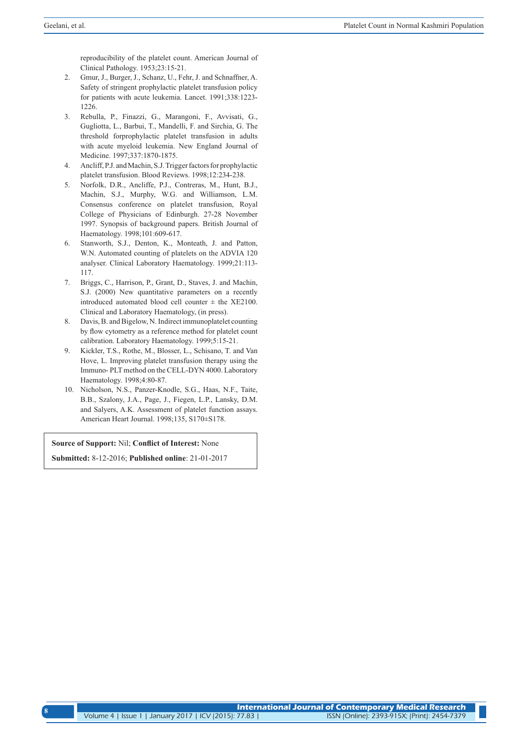reproducibility of the platelet count. American Journal of Clinical Pathology. 1953;23:15-21.

2. Gmur, J., Burger, J., Schanz, U., Fehr, J. and Schnaffner, A. Safety of stringent prophylactic platelet transfusion policy for patients with acute leukemia. Lancet. 1991;338:1223-1226.
3. Rebulla, P., Finazzi, G., Marangoni, F., Avvisati, G., Gugliotta, L., Barbui, T., Mandelli, F. and Sirchia, G. The threshold forprophylactic platelet transfusion in adults with acute myeloid leukemia. New England Journal of Medicine. 1997;337:1870-1875.
4. Ancliff, P.J. and Machin, S.J. Trigger factors for prophylactic platelet transfusion. Blood Reviews. 1998;12:234-238.
5. Norfolk, D.R., Ancliffe, P.J., Contreras, M., Hunt, B.J., Machin, S.J., Murphy, W.G. and Williamson, L.M. Consensus conference on platelet transfusion, Royal College of Physicians of Edinburgh. 27-28 November 1997. Synopsis of background papers. British Journal of Haematology. 1998;101:609-617.
6. Stanworth, S.J., Denton, K., Monteath, J. and Patton, W.N. Automated counting of platelets on the ADVIA 120 analyser. Clinical Laboratory Haematology. 1999;21:113-117.
7. Briggs, C., Harrison, P., Grant, D., Staves, J. and Machin, S.J. (2000) New quantitative parameters on a recently introduced automated blood cell counter ± the XE2100. Clinical and Laboratory Haematology, (in press).
8. Davis, B. and Bigelow, N. Indirect immunoplatelet counting by flow cytometry as a reference method for platelet count calibration. Laboratory Haematology. 1999;5:15-21.
9. Kickler, T.S., Rothe, M., Blosser, L., Schisano, T. and Van Hove, L. Improving platelet transfusion therapy using the Immuno- PLT method on the CELL-DYN 4000. Laboratory Haematology. 1998;4:80-87.
10. Nicholson, N.S., Panzer-Knodle, S.G., Haas, N.F., Taite, B.B., Szalony, J.A., Page, J., Fiegen, L.P., Lansky, D.M. and Salyers, A.K. Assessment of platelet function assays. American Heart Journal. 1998;135, S170±S178.

**Source of Support:** Nil; **Conflict of Interest:** None

**Submitted:** 8-12-2016; **Published online**: 21-01-2017